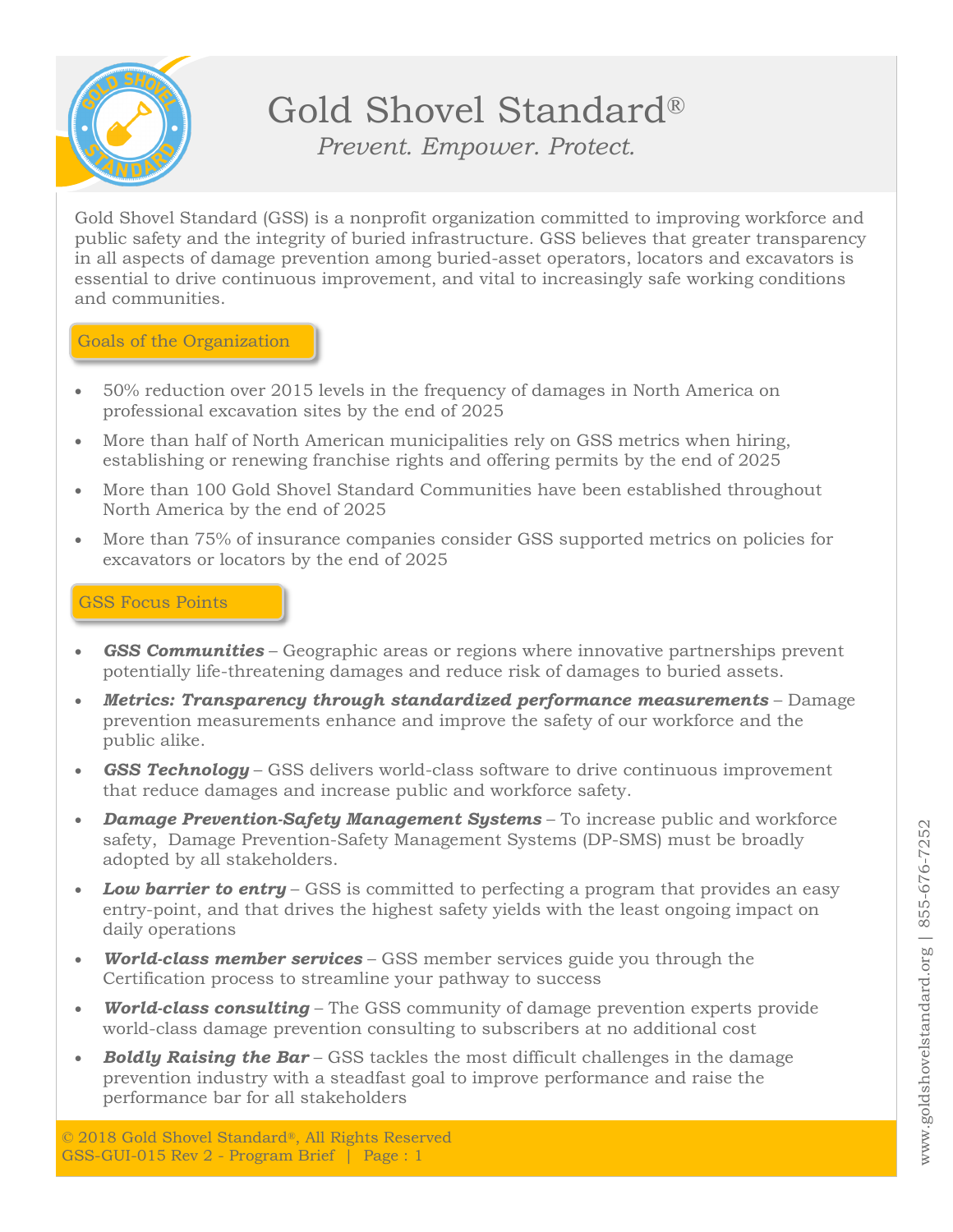# Gold Shovel Standard®

*Prevent. Empower. Protect.*

Gold Shovel Standard (GSS) is a nonprofit organization committed to improving workforce and public safety and the integrity of buried infrastructure. GSS believes that greater transparency in all aspects of damage prevention among buried-asset operators, locators and excavators is essential to drive continuous improvement, and vital to increasingly safe working conditions and communities.

## Goals of the Organization

- 50% reduction over 2015 levels in the frequency of damages in North America on professional excavation sites by the end of 2025
- More than half of North American municipalities rely on GSS metrics when hiring, establishing or renewing franchise rights and offering permits by the end of 2025
- More than 100 Gold Shovel Standard Communities have been established throughout North America by the end of 2025
- More than 75% of insurance companies consider GSS supported metrics on policies for excavators or locators by the end of 2025

## GSS Focus Points

- ***GSS Communities*** – Geographic areas or regions where innovative partnerships prevent potentially life-threatening damages and reduce risk of damages to buried assets.
- ***Metrics: Transparency through standardized performance measurements*** – Damage prevention measurements enhance and improve the safety of our workforce and the public alike.
- ***GSS Technology*** – GSS delivers world-class software to drive continuous improvement that reduce damages and increase public and workforce safety.
- ***Damage Prevention-Safety Management Systems*** – To increase public and workforce safety, Damage Prevention-Safety Management Systems (DP-SMS) must be broadly adopted by all stakeholders.
- ***Low barrier to entry*** – GSS is committed to perfecting a program that provides an easy entry-point, and that drives the highest safety yields with the least ongoing impact on daily operations
- ***World-class member services*** – GSS member services guide you through the Certification process to streamline your pathway to success
- ***World-class consulting*** – The GSS community of damage prevention experts provide world-class damage prevention consulting to subscribers at no additional cost
- ***Boldly Raising the Bar*** – GSS tackles the most difficult challenges in the damage prevention industry with a steadfast goal to improve performance and raise the performance bar for all stakeholders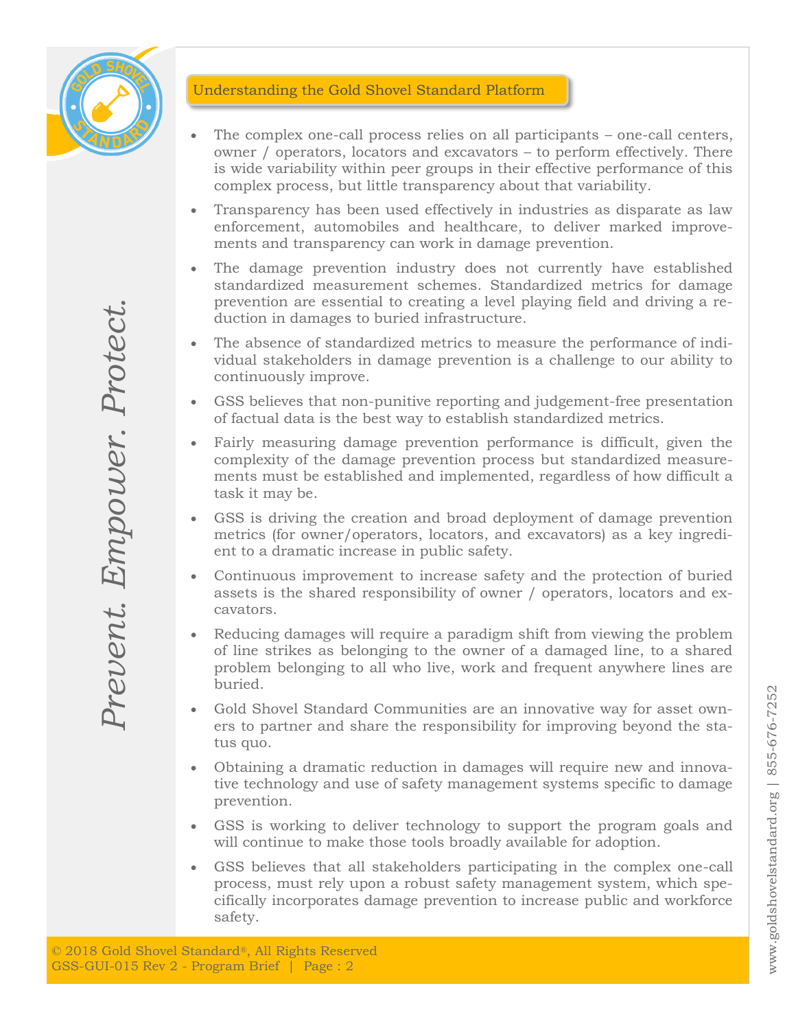## Understanding the Gold Shovel Standard Platform

- The complex one-call process relies on all participants – one-call centers, owner / operators, locators and excavators – to perform effectively. There is wide variability within peer groups in their effective performance of this complex process, but little transparency about that variability.
- Transparency has been used effectively in industries as disparate as law enforcement, automobiles and healthcare, to deliver marked improvements and transparency can work in damage prevention.
- The damage prevention industry does not currently have established standardized measurement schemes. Standardized metrics for damage prevention are essential to creating a level playing field and driving a reduction in damages to buried infrastructure.
- The absence of standardized metrics to measure the performance of individual stakeholders in damage prevention is a challenge to our ability to continuously improve.
- GSS believes that non-punitive reporting and judgement-free presentation of factual data is the best way to establish standardized metrics.
- Fairly measuring damage prevention performance is difficult, given the complexity of the damage prevention process but standardized measurements must be established and implemented, regardless of how difficult a task it may be.
- GSS is driving the creation and broad deployment of damage prevention metrics (for owner/operators, locators, and excavators) as a key ingredient to a dramatic increase in public safety.
- Continuous improvement to increase safety and the protection of buried assets is the shared responsibility of owner / operators, locators and excavators.
- Reducing damages will require a paradigm shift from viewing the problem of line strikes as belonging to the owner of a damaged line, to a shared problem belonging to all who live, work and frequent anywhere lines are buried.
- Gold Shovel Standard Communities are an innovative way for asset owners to partner and share the responsibility for improving beyond the status quo.
- Obtaining a dramatic reduction in damages will require new and innovative technology and use of safety management systems specific to damage prevention.
- GSS is working to deliver technology to support the program goals and will continue to make those tools broadly available for adoption.
- GSS believes that all stakeholders participating in the complex one-call process, must rely upon a robust safety management system, which specifically incorporates damage prevention to increase public and workforce safety.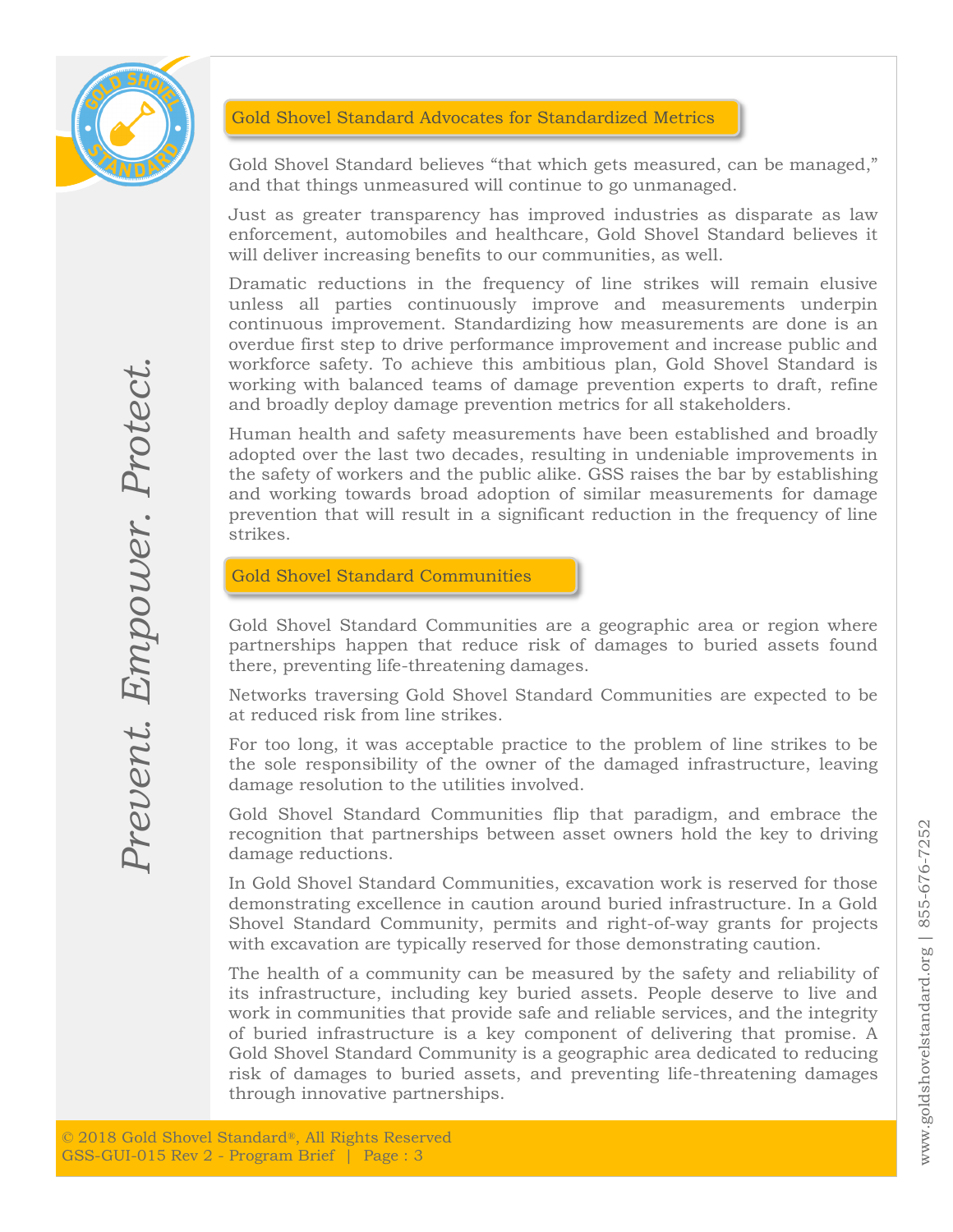## Gold Shovel Standard Advocates for Standardized Metrics

Gold Shovel Standard believes "that which gets measured, can be managed," and that things unmeasured will continue to go unmanaged.

Just as greater transparency has improved industries as disparate as law enforcement, automobiles and healthcare, Gold Shovel Standard believes it will deliver increasing benefits to our communities, as well.

Dramatic reductions in the frequency of line strikes will remain elusive unless all parties continuously improve and measurements underpin continuous improvement. Standardizing how measurements are done is an overdue first step to drive performance improvement and increase public and workforce safety. To achieve this ambitious plan, Gold Shovel Standard is working with balanced teams of damage prevention experts to draft, refine and broadly deploy damage prevention metrics for all stakeholders.

Human health and safety measurements have been established and broadly adopted over the last two decades, resulting in undeniable improvements in the safety of workers and the public alike. GSS raises the bar by establishing and working towards broad adoption of similar measurements for damage prevention that will result in a significant reduction in the frequency of line strikes.

## Gold Shovel Standard Communities

Gold Shovel Standard Communities are a geographic area or region where partnerships happen that reduce risk of damages to buried assets found there, preventing life-threatening damages.

Networks traversing Gold Shovel Standard Communities are expected to be at reduced risk from line strikes.

For too long, it was acceptable practice to the problem of line strikes to be the sole responsibility of the owner of the damaged infrastructure, leaving damage resolution to the utilities involved.

Gold Shovel Standard Communities flip that paradigm, and embrace the recognition that partnerships between asset owners hold the key to driving damage reductions.

In Gold Shovel Standard Communities, excavation work is reserved for those demonstrating excellence in caution around buried infrastructure. In a Gold Shovel Standard Community, permits and right-of-way grants for projects with excavation are typically reserved for those demonstrating caution.

The health of a community can be measured by the safety and reliability of its infrastructure, including key buried assets. People deserve to live and work in communities that provide safe and reliable services, and the integrity of buried infrastructure is a key component of delivering that promise. A Gold Shovel Standard Community is a geographic area dedicated to reducing risk of damages to buried assets, and preventing life-threatening damages through innovative partnerships.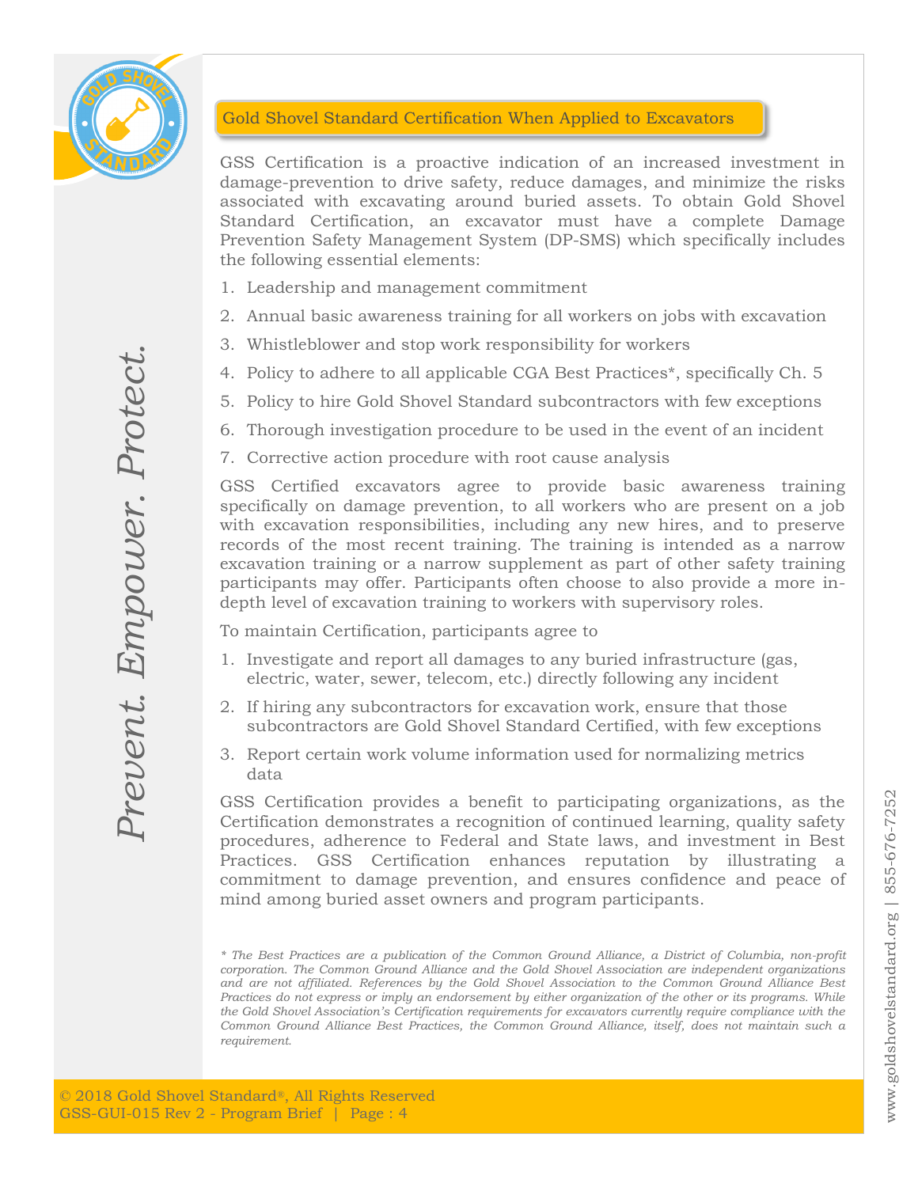## Gold Shovel Standard Certification When Applied to Excavators

GSS Certification is a proactive indication of an increased investment in damage-prevention to drive safety, reduce damages, and minimize the risks associated with excavating around buried assets. To obtain Gold Shovel Standard Certification, an excavator must have a complete Damage Prevention Safety Management System (DP-SMS) which specifically includes the following essential elements:

1. Leadership and management commitment
2. Annual basic awareness training for all workers on jobs with excavation
3. Whistleblower and stop work responsibility for workers
4. Policy to adhere to all applicable CGA Best Practices*, specifically Ch. 5
5. Policy to hire Gold Shovel Standard subcontractors with few exceptions
6. Thorough investigation procedure to be used in the event of an incident
7. Corrective action procedure with root cause analysis

GSS Certified excavators agree to provide basic awareness training specifically on damage prevention, to all workers who are present on a job with excavation responsibilities, including any new hires, and to preserve records of the most recent training. The training is intended as a narrow excavation training or a narrow supplement as part of other safety training participants may offer. Participants often choose to also provide a more in-depth level of excavation training to workers with supervisory roles.

To maintain Certification, participants agree to

1. Investigate and report all damages to any buried infrastructure (gas, electric, water, sewer, telecom, etc.) directly following any incident
2. If hiring any subcontractors for excavation work, ensure that those subcontractors are Gold Shovel Standard Certified, with few exceptions
3. Report certain work volume information used for normalizing metrics data

GSS Certification provides a benefit to participating organizations, as the Certification demonstrates a recognition of continued learning, quality safety procedures, adherence to Federal and State laws, and investment in Best Practices. GSS Certification enhances reputation by illustrating a commitment to damage prevention, and ensures confidence and peace of mind among buried asset owners and program participants.

*\* The Best Practices are a publication of the Common Ground Alliance, a District of Columbia, non-profit corporation. The Common Ground Alliance and the Gold Shovel Association are independent organizations and are not affiliated. References by the Gold Shovel Association to the Common Ground Alliance Best Practices do not express or imply an endorsement by either organization of the other or its programs. While the Gold Shovel Association's Certification requirements for excavators currently require compliance with the Common Ground Alliance Best Practices, the Common Ground Alliance, itself, does not maintain such a requirement.*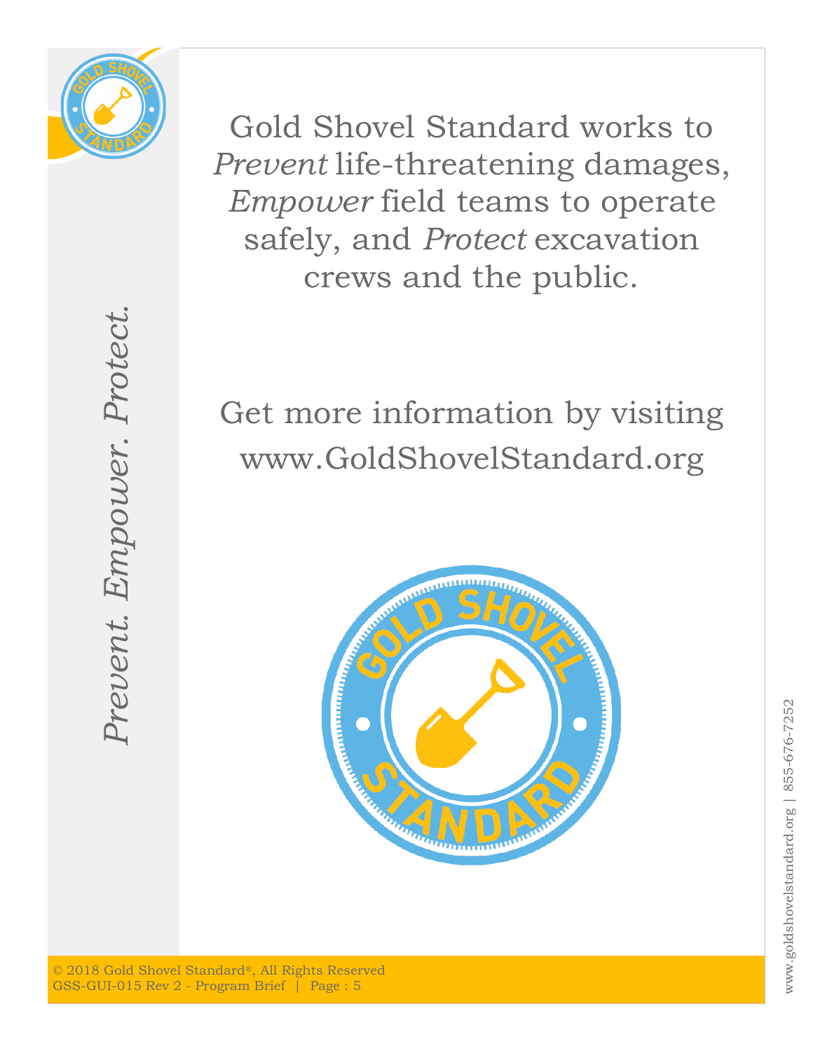Gold Shovel Standard works to *Prevent* life-threatening damages, *Empower* field teams to operate safely, and *Protect* excavation crews and the public.

Get more information by visiting www.GoldShovelStandard.org

*Prevent. Empower. Protect.*

www.goldshovelstandard.org | 855-676-7252

© 2018 Gold Shovel Standard®, All Rights Reserved
GSS-GUI-015 Rev 2 - Program Brief